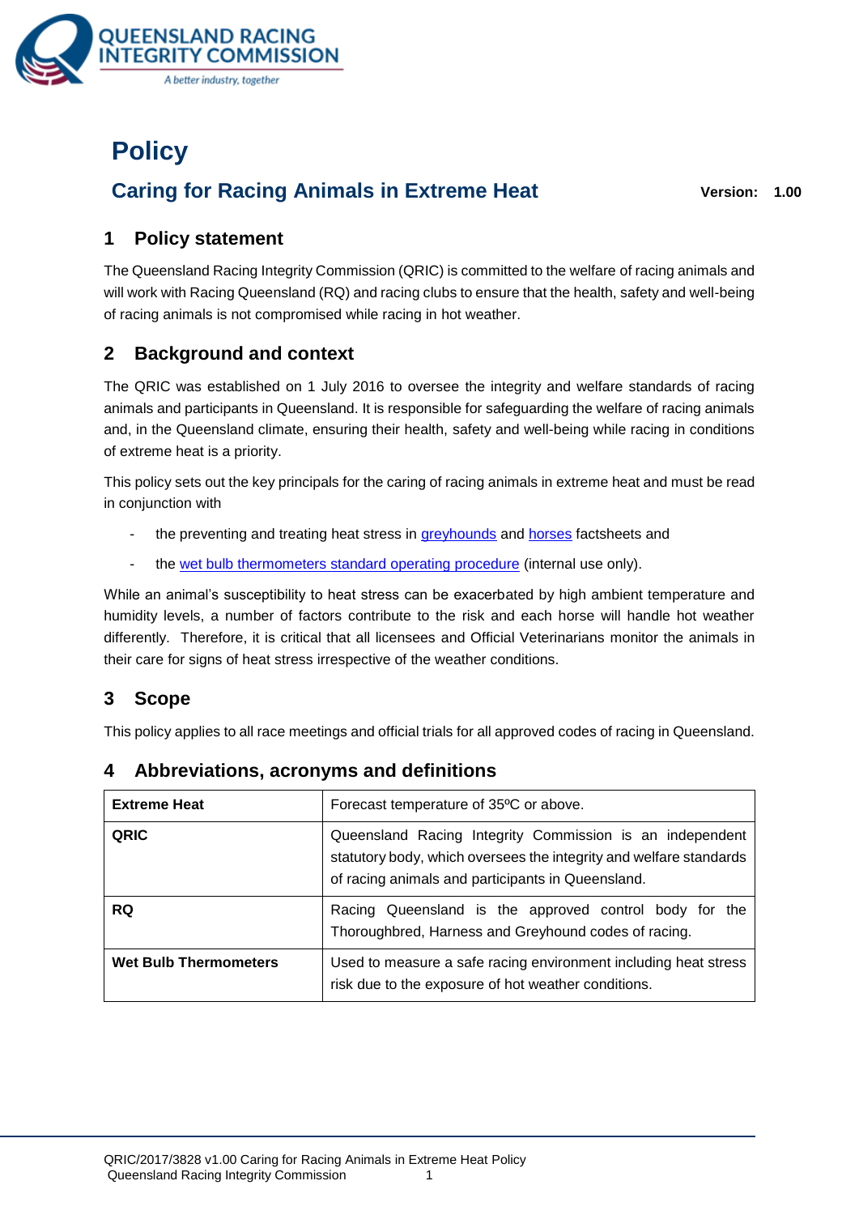# Policy

## Caring for Racing Animals in Extreme Heat

**Version: 1.00**

## 1 Policy statement

The Queensland Racing Integrity Commission (QRIC) is committed to the welfare of racing animals and will work with Racing Queensland (RQ) and racing clubs to ensure that the health, safety and well-being of racing animals is not compromised while racing in hot weather.

## 2 Background and context

The QRIC was established on 1 July 2016 to oversee the integrity and welfare standards of racing animals and participants in Queensland. It is responsible for safeguarding the welfare of racing animals and, in the Queensland climate, ensuring their health, safety and well-being while racing in conditions of extreme heat is a priority.

This policy sets out the key principals for the caring of racing animals in extreme heat and must be read in conjunction with

- the preventing and treating heat stress in greyhounds and horses factsheets and
- the wet bulb thermometers standard operating procedure (internal use only).

While an animal's susceptibility to heat stress can be exacerbated by high ambient temperature and humidity levels, a number of factors contribute to the risk and each horse will handle hot weather differently. Therefore, it is critical that all licensees and Official Veterinarians monitor the animals in their care for signs of heat stress irrespective of the weather conditions.

## 3 Scope

This policy applies to all race meetings and official trials for all approved codes of racing in Queensland.

## 4 Abbreviations, acronyms and definitions

| | |
|---|---|
| **Extreme Heat** | Forecast temperature of 35ºC or above. |
| **QRIC** | Queensland Racing Integrity Commission is an independent statutory body, which oversees the integrity and welfare standards of racing animals and participants in Queensland. |
| **RQ** | Racing Queensland is the approved control body for the Thoroughbred, Harness and Greyhound codes of racing. |
| **Wet Bulb Thermometers** | Used to measure a safe racing environment including heat stress risk due to the exposure of hot weather conditions. |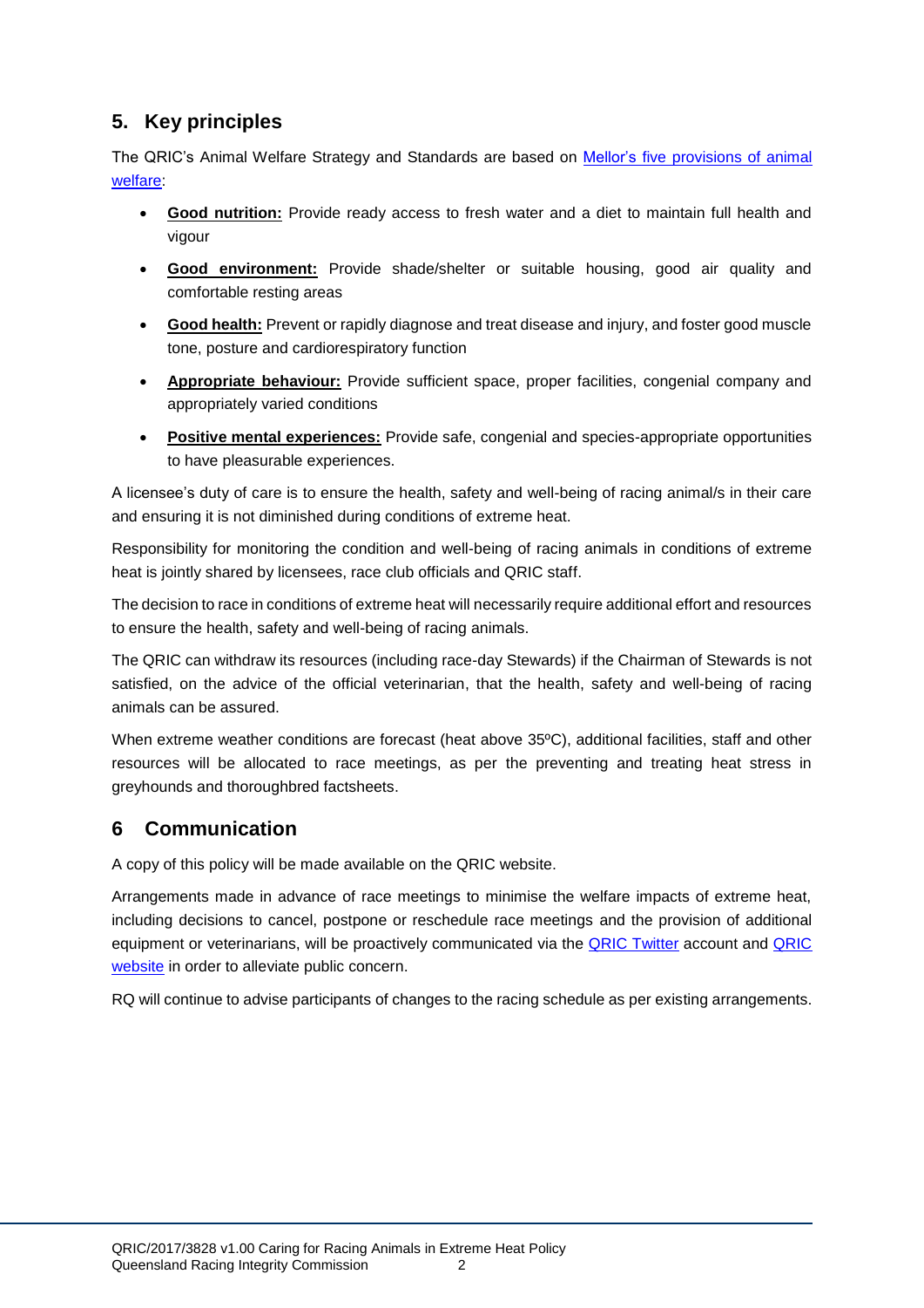## 5. Key principles

The QRIC's Animal Welfare Strategy and Standards are based on [Mellor's five provisions of animal welfare]():

- **Good nutrition:** Provide ready access to fresh water and a diet to maintain full health and vigour
- **Good environment:** Provide shade/shelter or suitable housing, good air quality and comfortable resting areas
- **Good health:** Prevent or rapidly diagnose and treat disease and injury, and foster good muscle tone, posture and cardiorespiratory function
- **Appropriate behaviour:** Provide sufficient space, proper facilities, congenial company and appropriately varied conditions
- **Positive mental experiences:** Provide safe, congenial and species-appropriate opportunities to have pleasurable experiences.

A licensee's duty of care is to ensure the health, safety and well-being of racing animal/s in their care and ensuring it is not diminished during conditions of extreme heat.

Responsibility for monitoring the condition and well-being of racing animals in conditions of extreme heat is jointly shared by licensees, race club officials and QRIC staff.

The decision to race in conditions of extreme heat will necessarily require additional effort and resources to ensure the health, safety and well-being of racing animals.

The QRIC can withdraw its resources (including race-day Stewards) if the Chairman of Stewards is not satisfied, on the advice of the official veterinarian, that the health, safety and well-being of racing animals can be assured.

When extreme weather conditions are forecast (heat above 35ºC), additional facilities, staff and other resources will be allocated to race meetings, as per the preventing and treating heat stress in greyhounds and thoroughbred factsheets.

## 6 Communication

A copy of this policy will be made available on the QRIC website.

Arrangements made in advance of race meetings to minimise the welfare impacts of extreme heat, including decisions to cancel, postpone or reschedule race meetings and the provision of additional equipment or veterinarians, will be proactively communicated via the [QRIC Twitter]() account and [QRIC website]() in order to alleviate public concern.

RQ will continue to advise participants of changes to the racing schedule as per existing arrangements.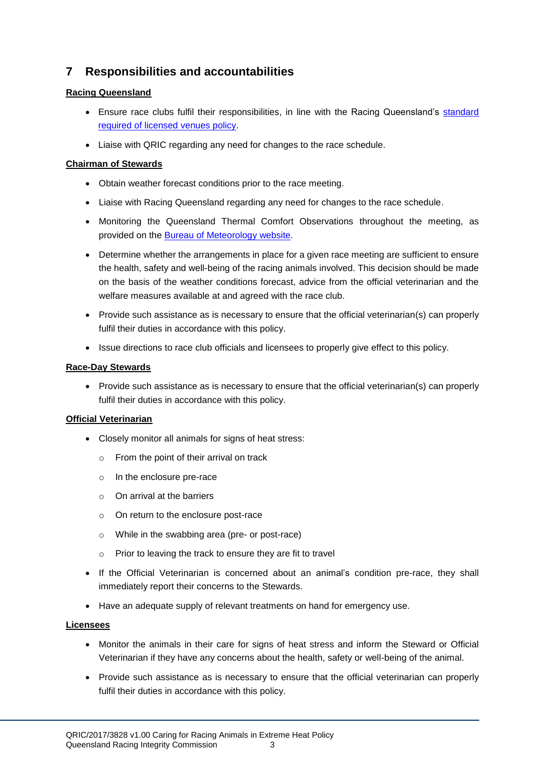## 7 Responsibilities and accountabilities

**Racing Queensland**

- Ensure race clubs fulfil their responsibilities, in line with the Racing Queensland's [standard required of licensed venues policy](#).
- Liaise with QRIC regarding any need for changes to the race schedule.

**Chairman of Stewards**

- Obtain weather forecast conditions prior to the race meeting.
- Liaise with Racing Queensland regarding any need for changes to the race schedule.
- Monitoring the Queensland Thermal Comfort Observations throughout the meeting, as provided on the [Bureau of Meteorology website](#).
- Determine whether the arrangements in place for a given race meeting are sufficient to ensure the health, safety and well-being of the racing animals involved. This decision should be made on the basis of the weather conditions forecast, advice from the official veterinarian and the welfare measures available at and agreed with the race club.
- Provide such assistance as is necessary to ensure that the official veterinarian(s) can properly fulfil their duties in accordance with this policy.
- Issue directions to race club officials and licensees to properly give effect to this policy.

**Race-Day Stewards**

- Provide such assistance as is necessary to ensure that the official veterinarian(s) can properly fulfil their duties in accordance with this policy.

**Official Veterinarian**

- Closely monitor all animals for signs of heat stress:
  - From the point of their arrival on track
  - In the enclosure pre-race
  - On arrival at the barriers
  - On return to the enclosure post-race
  - While in the swabbing area (pre- or post-race)
  - Prior to leaving the track to ensure they are fit to travel
- If the Official Veterinarian is concerned about an animal's condition pre-race, they shall immediately report their concerns to the Stewards.
- Have an adequate supply of relevant treatments on hand for emergency use.

**Licensees**

- Monitor the animals in their care for signs of heat stress and inform the Steward or Official Veterinarian if they have any concerns about the health, safety or well-being of the animal.
- Provide such assistance as is necessary to ensure that the official veterinarian can properly fulfil their duties in accordance with this policy.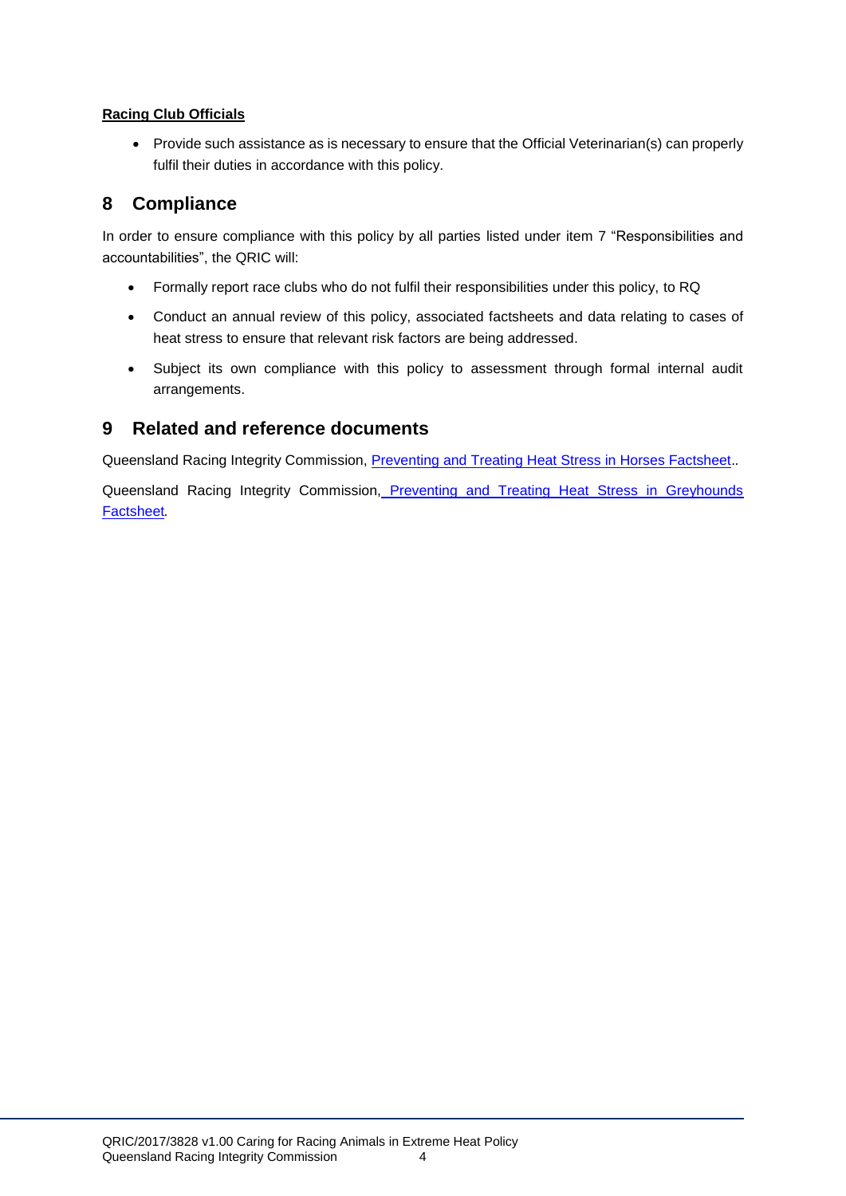**Racing Club Officials**

- Provide such assistance as is necessary to ensure that the Official Veterinarian(s) can properly fulfil their duties in accordance with this policy.

## 8 Compliance

In order to ensure compliance with this policy by all parties listed under item 7 "Responsibilities and accountabilities", the QRIC will:

- Formally report race clubs who do not fulfil their responsibilities under this policy, to RQ
- Conduct an annual review of this policy, associated factsheets and data relating to cases of heat stress to ensure that relevant risk factors are being addressed.
- Subject its own compliance with this policy to assessment through formal internal audit arrangements.

## 9 Related and reference documents

Queensland Racing Integrity Commission, Preventing and Treating Heat Stress in Horses Factsheet..

Queensland Racing Integrity Commission, Preventing and Treating Heat Stress in Greyhounds Factsheet.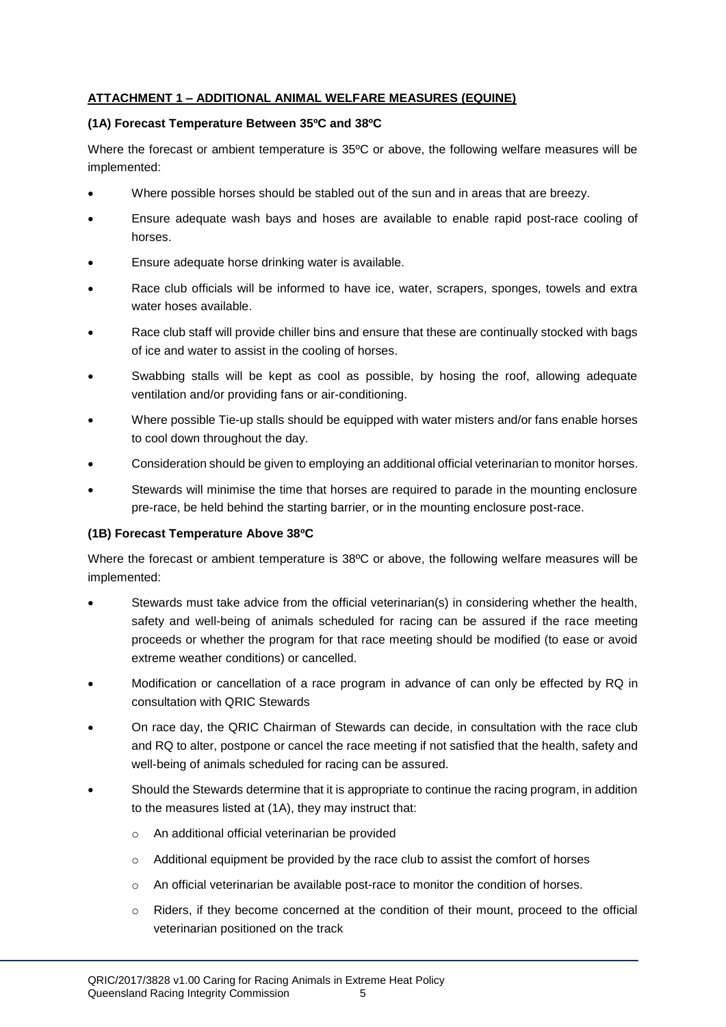**ATTACHMENT 1 – ADDITIONAL ANIMAL WELFARE MEASURES (EQUINE)**

**(1A) Forecast Temperature Between 35ºC and 38ºC**

Where the forecast or ambient temperature is 35ºC or above, the following welfare measures will be implemented:

- Where possible horses should be stabled out of the sun and in areas that are breezy.
- Ensure adequate wash bays and hoses are available to enable rapid post-race cooling of horses.
- Ensure adequate horse drinking water is available.
- Race club officials will be informed to have ice, water, scrapers, sponges, towels and extra water hoses available.
- Race club staff will provide chiller bins and ensure that these are continually stocked with bags of ice and water to assist in the cooling of horses.
- Swabbing stalls will be kept as cool as possible, by hosing the roof, allowing adequate ventilation and/or providing fans or air-conditioning.
- Where possible Tie-up stalls should be equipped with water misters and/or fans enable horses to cool down throughout the day.
- Consideration should be given to employing an additional official veterinarian to monitor horses.
- Stewards will minimise the time that horses are required to parade in the mounting enclosure pre-race, be held behind the starting barrier, or in the mounting enclosure post-race.

**(1B) Forecast Temperature Above 38ºC**

Where the forecast or ambient temperature is 38ºC or above, the following welfare measures will be implemented:

- Stewards must take advice from the official veterinarian(s) in considering whether the health, safety and well-being of animals scheduled for racing can be assured if the race meeting proceeds or whether the program for that race meeting should be modified (to ease or avoid extreme weather conditions) or cancelled.
- Modification or cancellation of a race program in advance of can only be effected by RQ in consultation with QRIC Stewards
- On race day, the QRIC Chairman of Stewards can decide, in consultation with the race club and RQ to alter, postpone or cancel the race meeting if not satisfied that the health, safety and well-being of animals scheduled for racing can be assured.
- Should the Stewards determine that it is appropriate to continue the racing program, in addition to the measures listed at (1A), they may instruct that:
  - An additional official veterinarian be provided
  - Additional equipment be provided by the race club to assist the comfort of horses
  - An official veterinarian be available post-race to monitor the condition of horses.
  - Riders, if they become concerned at the condition of their mount, proceed to the official veterinarian positioned on the track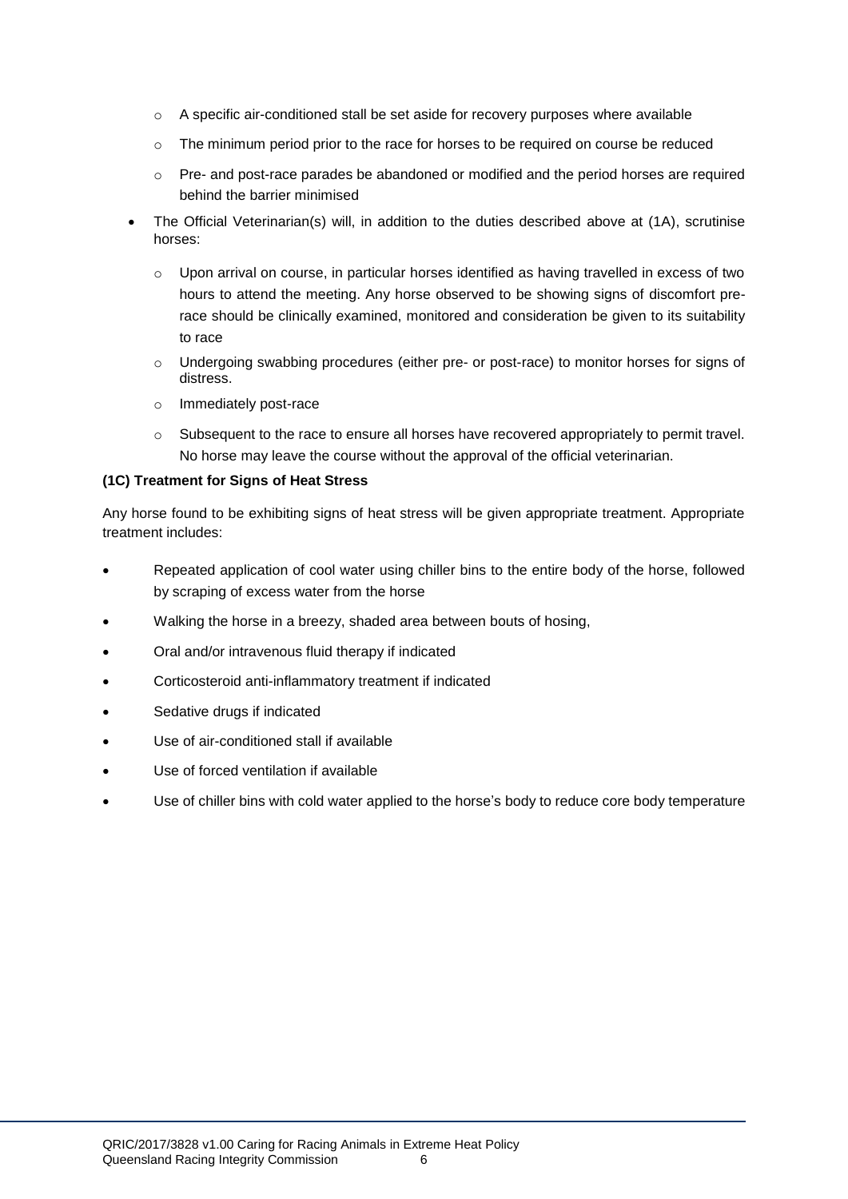- A specific air-conditioned stall be set aside for recovery purposes where available
  - The minimum period prior to the race for horses to be required on course be reduced
  - Pre- and post-race parades be abandoned or modified and the period horses are required behind the barrier minimised
- The Official Veterinarian(s) will, in addition to the duties described above at (1A), scrutinise horses:
  - Upon arrival on course, in particular horses identified as having travelled in excess of two hours to attend the meeting. Any horse observed to be showing signs of discomfort pre-race should be clinically examined, monitored and consideration be given to its suitability to race
  - Undergoing swabbing procedures (either pre- or post-race) to monitor horses for signs of distress.
  - Immediately post-race
  - Subsequent to the race to ensure all horses have recovered appropriately to permit travel. No horse may leave the course without the approval of the official veterinarian.

**(1C) Treatment for Signs of Heat Stress**

Any horse found to be exhibiting signs of heat stress will be given appropriate treatment. Appropriate treatment includes:

- Repeated application of cool water using chiller bins to the entire body of the horse, followed by scraping of excess water from the horse
- Walking the horse in a breezy, shaded area between bouts of hosing,
- Oral and/or intravenous fluid therapy if indicated
- Corticosteroid anti-inflammatory treatment if indicated
- Sedative drugs if indicated
- Use of air-conditioned stall if available
- Use of forced ventilation if available
- Use of chiller bins with cold water applied to the horse's body to reduce core body temperature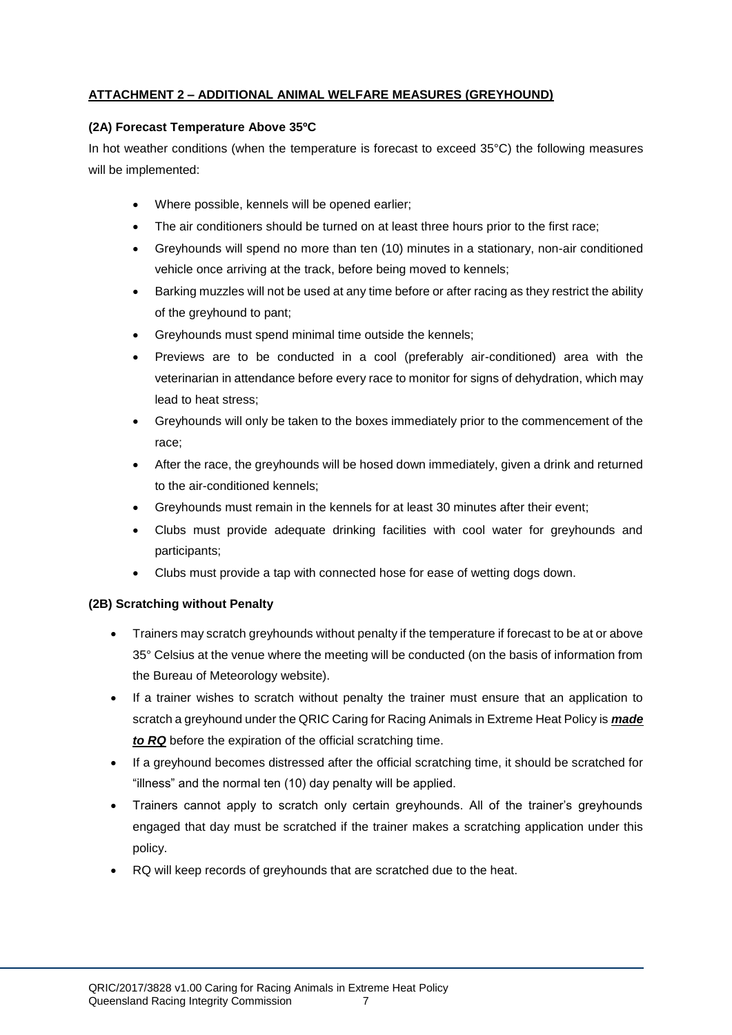## <u>ATTACHMENT 2 – ADDITIONAL ANIMAL WELFARE MEASURES (GREYHOUND)</u>

### (2A) Forecast Temperature Above 35ºC

In hot weather conditions (when the temperature is forecast to exceed 35°C) the following measures will be implemented:

- Where possible, kennels will be opened earlier;
- The air conditioners should be turned on at least three hours prior to the first race;
- Greyhounds will spend no more than ten (10) minutes in a stationary, non-air conditioned vehicle once arriving at the track, before being moved to kennels;
- Barking muzzles will not be used at any time before or after racing as they restrict the ability of the greyhound to pant;
- Greyhounds must spend minimal time outside the kennels;
- Previews are to be conducted in a cool (preferably air-conditioned) area with the veterinarian in attendance before every race to monitor for signs of dehydration, which may lead to heat stress;
- Greyhounds will only be taken to the boxes immediately prior to the commencement of the race;
- After the race, the greyhounds will be hosed down immediately, given a drink and returned to the air-conditioned kennels;
- Greyhounds must remain in the kennels for at least 30 minutes after their event;
- Clubs must provide adequate drinking facilities with cool water for greyhounds and participants;
- Clubs must provide a tap with connected hose for ease of wetting dogs down.

### (2B) Scratching without Penalty

- Trainers may scratch greyhounds without penalty if the temperature if forecast to be at or above 35° Celsius at the venue where the meeting will be conducted (on the basis of information from the Bureau of Meteorology website).
- If a trainer wishes to scratch without penalty the trainer must ensure that an application to scratch a greyhound under the QRIC Caring for Racing Animals in Extreme Heat Policy is ***<u>made to RQ</u>*** before the expiration of the official scratching time.
- If a greyhound becomes distressed after the official scratching time, it should be scratched for "illness" and the normal ten (10) day penalty will be applied.
- Trainers cannot apply to scratch only certain greyhounds. All of the trainer's greyhounds engaged that day must be scratched if the trainer makes a scratching application under this policy.
- RQ will keep records of greyhounds that are scratched due to the heat.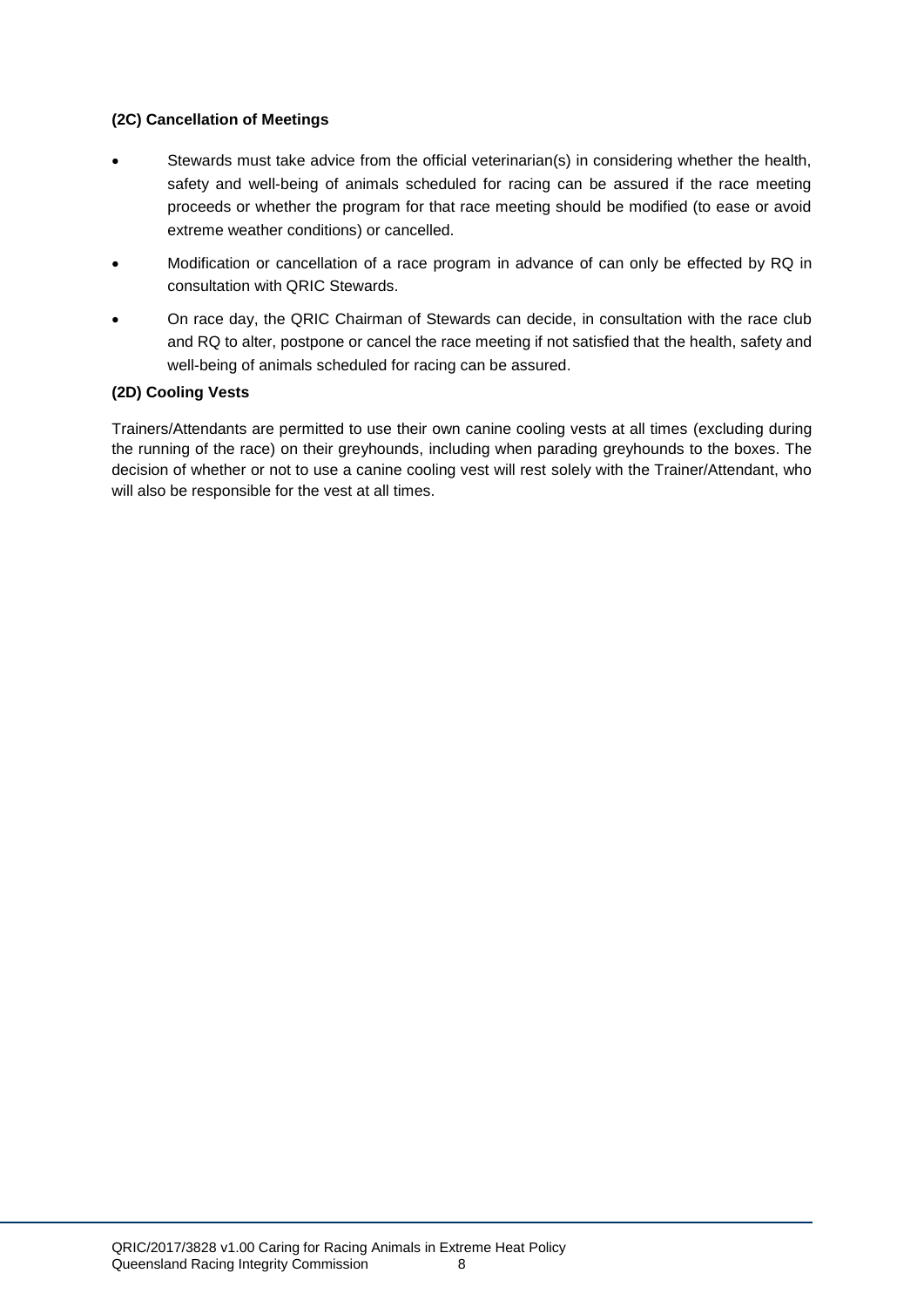#### (2C) Cancellation of Meetings

- Stewards must take advice from the official veterinarian(s) in considering whether the health, safety and well-being of animals scheduled for racing can be assured if the race meeting proceeds or whether the program for that race meeting should be modified (to ease or avoid extreme weather conditions) or cancelled.
- Modification or cancellation of a race program in advance of can only be effected by RQ in consultation with QRIC Stewards.
- On race day, the QRIC Chairman of Stewards can decide, in consultation with the race club and RQ to alter, postpone or cancel the race meeting if not satisfied that the health, safety and well-being of animals scheduled for racing can be assured.

#### (2D) Cooling Vests

Trainers/Attendants are permitted to use their own canine cooling vests at all times (excluding during the running of the race) on their greyhounds, including when parading greyhounds to the boxes. The decision of whether or not to use a canine cooling vest will rest solely with the Trainer/Attendant, who will also be responsible for the vest at all times.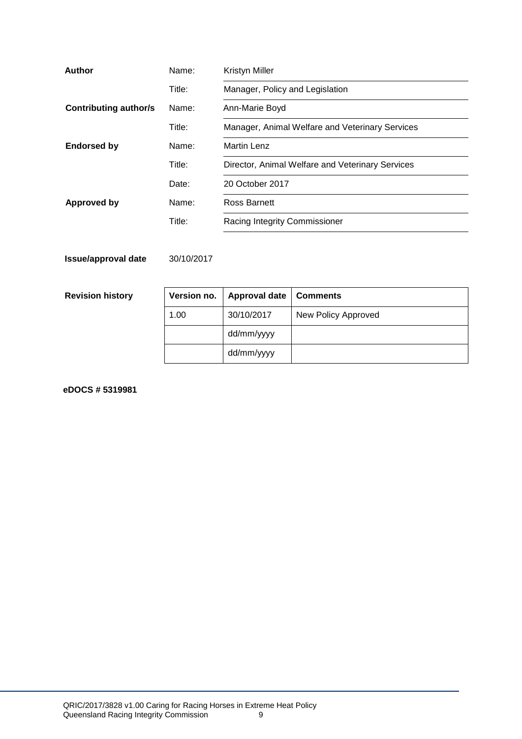| | | |
|---|---|---|
| **Author** | Name: | Kristyn Miller |
| | Title: | Manager, Policy and Legislation |
| **Contributing author/s** | Name: | Ann-Marie Boyd |
| | Title: | Manager, Animal Welfare and Veterinary Services |
| **Endorsed by** | Name: | Martin Lenz |
| | Title: | Director, Animal Welfare and Veterinary Services |
| | Date: | 20 October 2017 |
| **Approved by** | Name: | Ross Barnett |
| | Title: | Racing Integrity Commissioner |

**Issue/approval date** 30/10/2017

**Revision history**

| Version no. | Approval date | Comments |
|---|---|---|
| 1.00 | 30/10/2017 | New Policy Approved |
| | dd/mm/yyyy | |
| | dd/mm/yyyy | |

**eDOCS # 5319981**